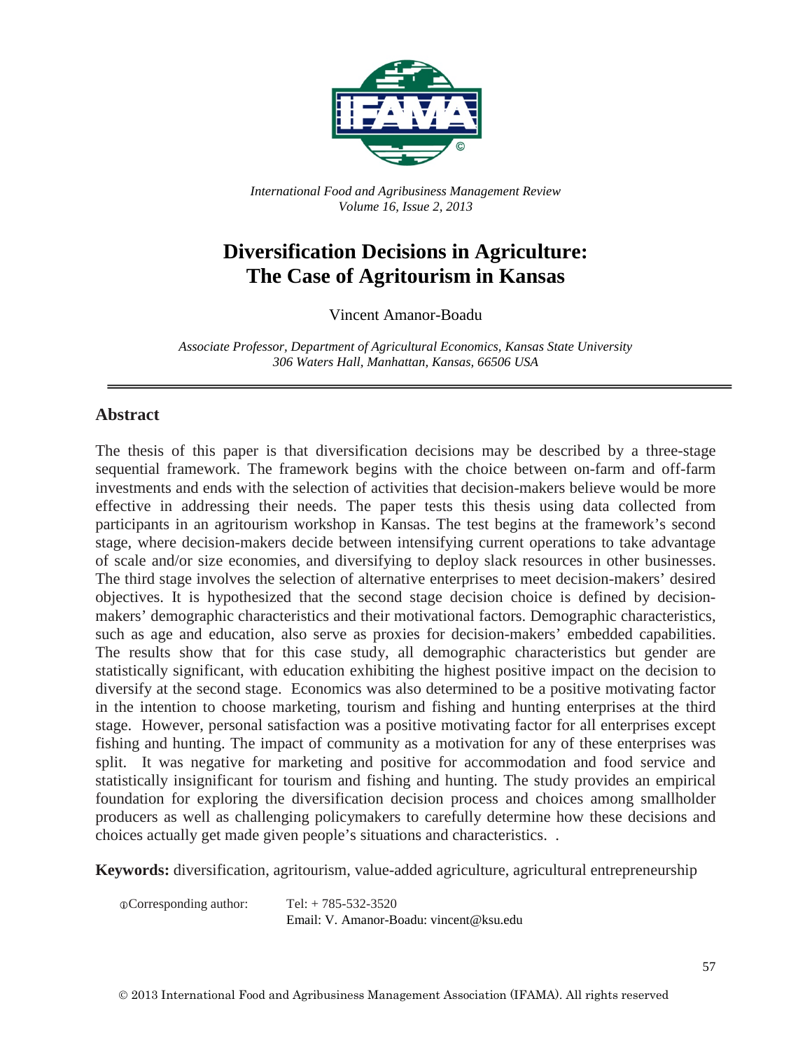*International Food and Agribusiness Management Review*
*Volume 16, Issue 2, 2013*

# Diversification Decisions in Agriculture: The Case of Agritourism in Kansas

Vincent Amanor-Boadu

*Associate Professor, Department of Agricultural Economics, Kansas State University*
*306 Waters Hall, Manhattan, Kansas, 66506 USA*

## Abstract

The thesis of this paper is that diversification decisions may be described by a three-stage sequential framework. The framework begins with the choice between on-farm and off-farm investments and ends with the selection of activities that decision-makers believe would be more effective in addressing their needs. The paper tests this thesis using data collected from participants in an agritourism workshop in Kansas. The test begins at the framework's second stage, where decision-makers decide between intensifying current operations to take advantage of scale and/or size economies, and diversifying to deploy slack resources in other businesses. The third stage involves the selection of alternative enterprises to meet decision-makers' desired objectives. It is hypothesized that the second stage decision choice is defined by decision-makers' demographic characteristics and their motivational factors. Demographic characteristics, such as age and education, also serve as proxies for decision-makers' embedded capabilities. The results show that for this case study, all demographic characteristics but gender are statistically significant, with education exhibiting the highest positive impact on the decision to diversify at the second stage. Economics was also determined to be a positive motivating factor in the intention to choose marketing, tourism and fishing and hunting enterprises at the third stage. However, personal satisfaction was a positive motivating factor for all enterprises except fishing and hunting. The impact of community as a motivation for any of these enterprises was split. It was negative for marketing and positive for accommodation and food service and statistically insignificant for tourism and fishing and hunting. The study provides an empirical foundation for exploring the diversification decision process and choices among smallholder producers as well as challenging policymakers to carefully determine how these decisions and choices actually get made given people's situations and characteristics. .

**Keywords:** diversification, agritourism, value-added agriculture, agricultural entrepreneurship

ⓘCorresponding author: Tel: + 785-532-3520
Email: V. Amanor-Boadu: vincent@ksu.edu

© 2013 International Food and Agribusiness Management Association (IFAMA). All rights reserved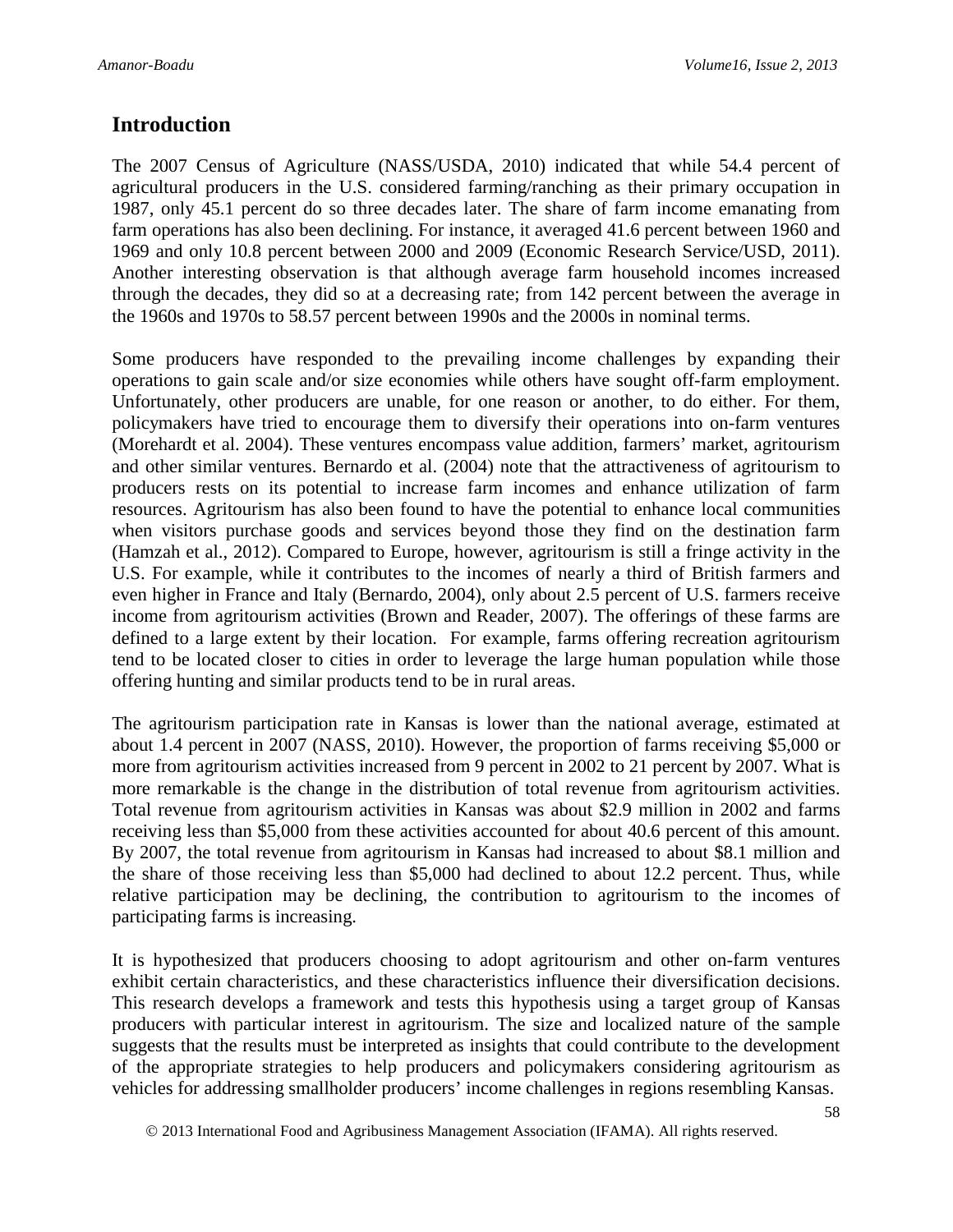## Introduction

The 2007 Census of Agriculture (NASS/USDA, 2010) indicated that while 54.4 percent of agricultural producers in the U.S. considered farming/ranching as their primary occupation in 1987, only 45.1 percent do so three decades later. The share of farm income emanating from farm operations has also been declining. For instance, it averaged 41.6 percent between 1960 and 1969 and only 10.8 percent between 2000 and 2009 (Economic Research Service/USD, 2011). Another interesting observation is that although average farm household incomes increased through the decades, they did so at a decreasing rate; from 142 percent between the average in the 1960s and 1970s to 58.57 percent between 1990s and the 2000s in nominal terms.

Some producers have responded to the prevailing income challenges by expanding their operations to gain scale and/or size economies while others have sought off-farm employment. Unfortunately, other producers are unable, for one reason or another, to do either. For them, policymakers have tried to encourage them to diversify their operations into on-farm ventures (Morehardt et al. 2004). These ventures encompass value addition, farmers' market, agritourism and other similar ventures. Bernardo et al. (2004) note that the attractiveness of agritourism to producers rests on its potential to increase farm incomes and enhance utilization of farm resources. Agritourism has also been found to have the potential to enhance local communities when visitors purchase goods and services beyond those they find on the destination farm (Hamzah et al., 2012). Compared to Europe, however, agritourism is still a fringe activity in the U.S. For example, while it contributes to the incomes of nearly a third of British farmers and even higher in France and Italy (Bernardo, 2004), only about 2.5 percent of U.S. farmers receive income from agritourism activities (Brown and Reader, 2007). The offerings of these farms are defined to a large extent by their location. For example, farms offering recreation agritourism tend to be located closer to cities in order to leverage the large human population while those offering hunting and similar products tend to be in rural areas.

The agritourism participation rate in Kansas is lower than the national average, estimated at about 1.4 percent in 2007 (NASS, 2010). However, the proportion of farms receiving $5,000 or more from agritourism activities increased from 9 percent in 2002 to 21 percent by 2007. What is more remarkable is the change in the distribution of total revenue from agritourism activities. Total revenue from agritourism activities in Kansas was about $2.9 million in 2002 and farms receiving less than $5,000 from these activities accounted for about 40.6 percent of this amount. By 2007, the total revenue from agritourism in Kansas had increased to about $8.1 million and the share of those receiving less than $5,000 had declined to about 12.2 percent. Thus, while relative participation may be declining, the contribution to agritourism to the incomes of participating farms is increasing.

It is hypothesized that producers choosing to adopt agritourism and other on-farm ventures exhibit certain characteristics, and these characteristics influence their diversification decisions. This research develops a framework and tests this hypothesis using a target group of Kansas producers with particular interest in agritourism. The size and localized nature of the sample suggests that the results must be interpreted as insights that could contribute to the development of the appropriate strategies to help producers and policymakers considering agritourism as vehicles for addressing smallholder producers' income challenges in regions resembling Kansas.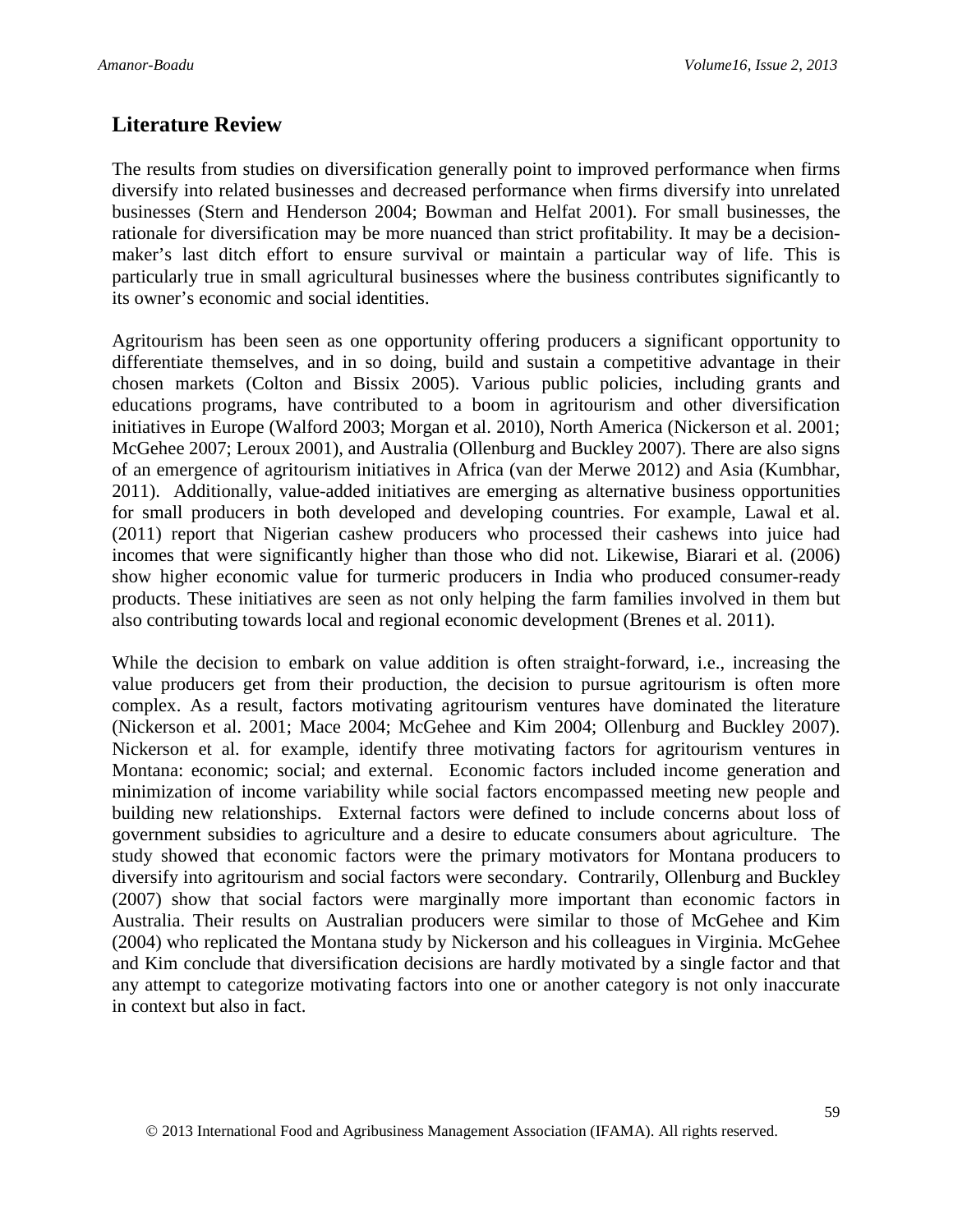## Literature Review

The results from studies on diversification generally point to improved performance when firms diversify into related businesses and decreased performance when firms diversify into unrelated businesses (Stern and Henderson 2004; Bowman and Helfat 2001). For small businesses, the rationale for diversification may be more nuanced than strict profitability. It may be a decision-maker's last ditch effort to ensure survival or maintain a particular way of life. This is particularly true in small agricultural businesses where the business contributes significantly to its owner's economic and social identities.

Agritourism has been seen as one opportunity offering producers a significant opportunity to differentiate themselves, and in so doing, build and sustain a competitive advantage in their chosen markets (Colton and Bissix 2005). Various public policies, including grants and educations programs, have contributed to a boom in agritourism and other diversification initiatives in Europe (Walford 2003; Morgan et al. 2010), North America (Nickerson et al. 2001; McGehee 2007; Leroux 2001), and Australia (Ollenburg and Buckley 2007). There are also signs of an emergence of agritourism initiatives in Africa (van der Merwe 2012) and Asia (Kumbhar, 2011). Additionally, value-added initiatives are emerging as alternative business opportunities for small producers in both developed and developing countries. For example, Lawal et al. (2011) report that Nigerian cashew producers who processed their cashews into juice had incomes that were significantly higher than those who did not. Likewise, Biarari et al. (2006) show higher economic value for turmeric producers in India who produced consumer-ready products. These initiatives are seen as not only helping the farm families involved in them but also contributing towards local and regional economic development (Brenes et al. 2011).

While the decision to embark on value addition is often straight-forward, i.e., increasing the value producers get from their production, the decision to pursue agritourism is often more complex. As a result, factors motivating agritourism ventures have dominated the literature (Nickerson et al. 2001; Mace 2004; McGehee and Kim 2004; Ollenburg and Buckley 2007). Nickerson et al. for example, identify three motivating factors for agritourism ventures in Montana: economic; social; and external. Economic factors included income generation and minimization of income variability while social factors encompassed meeting new people and building new relationships. External factors were defined to include concerns about loss of government subsidies to agriculture and a desire to educate consumers about agriculture. The study showed that economic factors were the primary motivators for Montana producers to diversify into agritourism and social factors were secondary. Contrarily, Ollenburg and Buckley (2007) show that social factors were marginally more important than economic factors in Australia. Their results on Australian producers were similar to those of McGehee and Kim (2004) who replicated the Montana study by Nickerson and his colleagues in Virginia. McGehee and Kim conclude that diversification decisions are hardly motivated by a single factor and that any attempt to categorize motivating factors into one or another category is not only inaccurate in context but also in fact.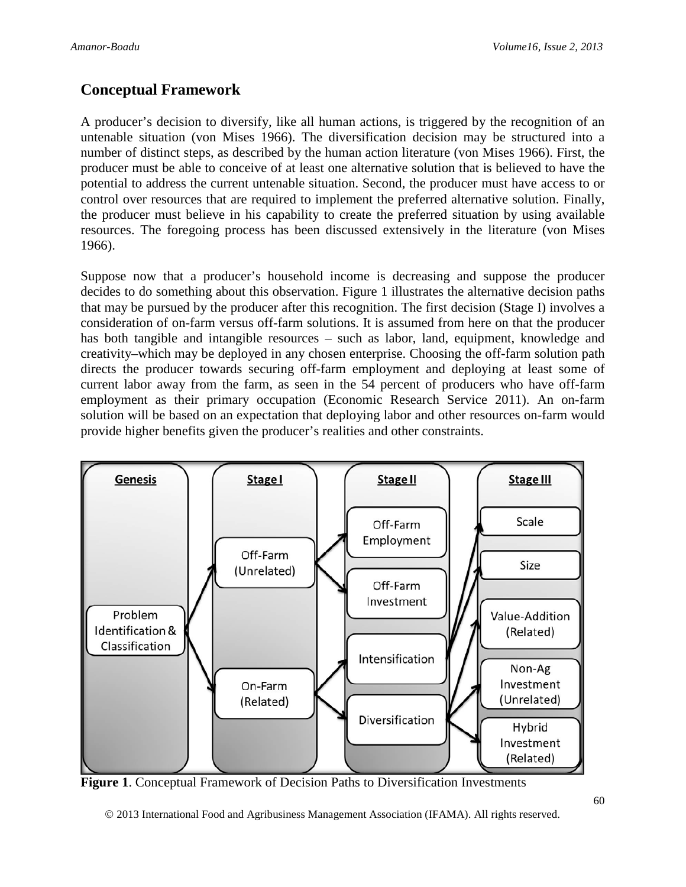## Conceptual Framework

A producer's decision to diversify, like all human actions, is triggered by the recognition of an untenable situation (von Mises 1966). The diversification decision may be structured into a number of distinct steps, as described by the human action literature (von Mises 1966). First, the producer must be able to conceive of at least one alternative solution that is believed to have the potential to address the current untenable situation. Second, the producer must have access to or control over resources that are required to implement the preferred alternative solution. Finally, the producer must believe in his capability to create the preferred situation by using available resources. The foregoing process has been discussed extensively in the literature (von Mises 1966).

Suppose now that a producer's household income is decreasing and suppose the producer decides to do something about this observation. Figure 1 illustrates the alternative decision paths that may be pursued by the producer after this recognition. The first decision (Stage I) involves a consideration of on-farm versus off-farm solutions. It is assumed from here on that the producer has both tangible and intangible resources – such as labor, land, equipment, knowledge and creativity–which may be deployed in any chosen enterprise. Choosing the off-farm solution path directs the producer towards securing off-farm employment and deploying at least some of current labor away from the farm, as seen in the 54 percent of producers who have off-farm employment as their primary occupation (Economic Research Service 2011). An on-farm solution will be based on an expectation that deploying labor and other resources on-farm would provide higher benefits given the producer's realities and other constraints.

Genesis
Problem Identification & Classification

Stage I
Off-Farm (Unrelated)
On-Farm (Related)

Stage II
Off-Farm Employment
Off-Farm Investment
Intensification
Diversification

Stage III
Scale
Size
Value-Addition (Related)
Non-Ag Investment (Unrelated)
Hybrid Investment (Related)

**Figure 1**. Conceptual Framework of Decision Paths to Diversification Investments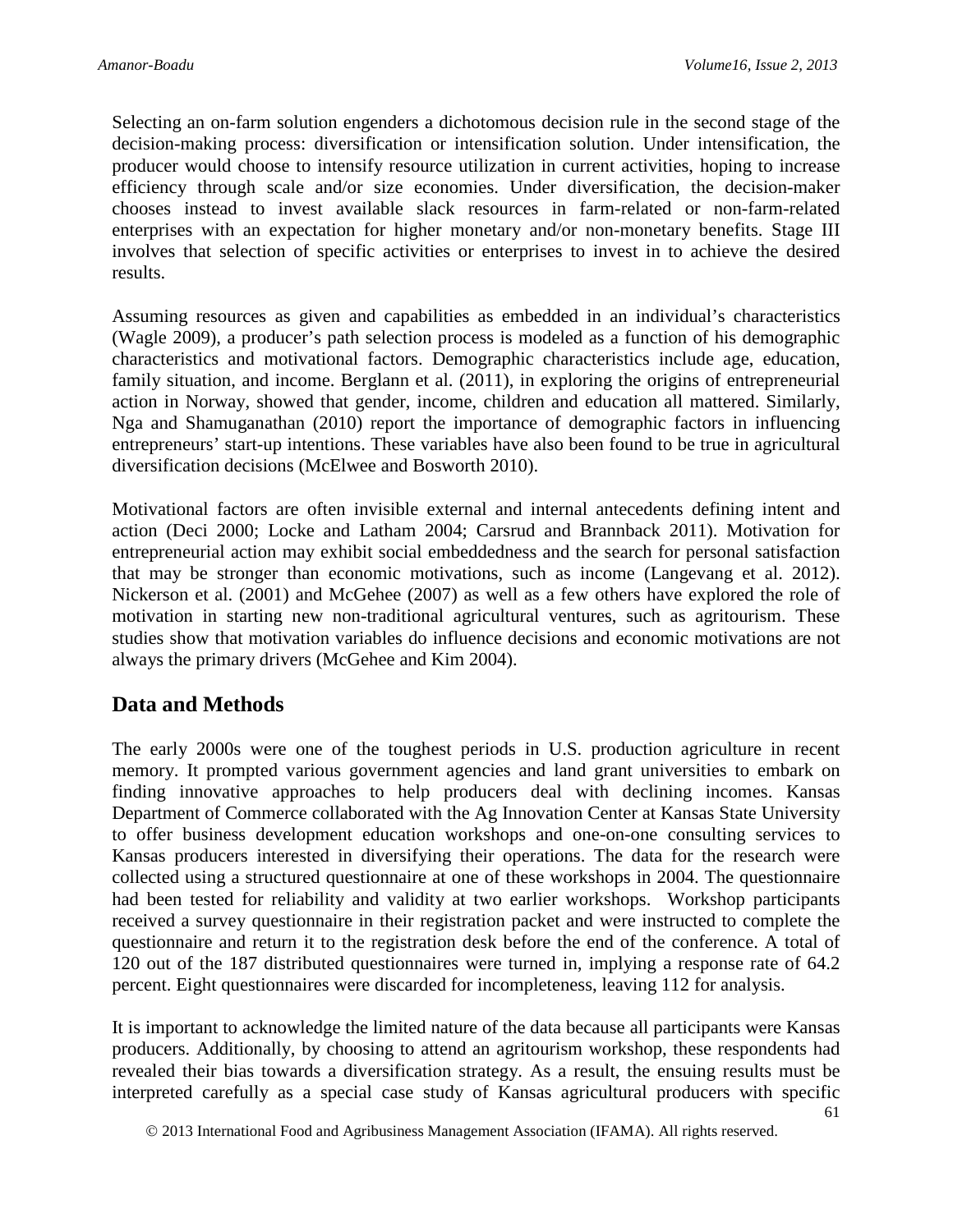Selecting an on-farm solution engenders a dichotomous decision rule in the second stage of the decision-making process: diversification or intensification solution. Under intensification, the producer would choose to intensify resource utilization in current activities, hoping to increase efficiency through scale and/or size economies. Under diversification, the decision-maker chooses instead to invest available slack resources in farm-related or non-farm-related enterprises with an expectation for higher monetary and/or non-monetary benefits. Stage III involves that selection of specific activities or enterprises to invest in to achieve the desired results.

Assuming resources as given and capabilities as embedded in an individual's characteristics (Wagle 2009), a producer's path selection process is modeled as a function of his demographic characteristics and motivational factors. Demographic characteristics include age, education, family situation, and income. Berglann et al. (2011), in exploring the origins of entrepreneurial action in Norway, showed that gender, income, children and education all mattered. Similarly, Nga and Shamuganathan (2010) report the importance of demographic factors in influencing entrepreneurs' start-up intentions. These variables have also been found to be true in agricultural diversification decisions (McElwee and Bosworth 2010).

Motivational factors are often invisible external and internal antecedents defining intent and action (Deci 2000; Locke and Latham 2004; Carsrud and Brannback 2011). Motivation for entrepreneurial action may exhibit social embeddedness and the search for personal satisfaction that may be stronger than economic motivations, such as income (Langevang et al. 2012). Nickerson et al. (2001) and McGehee (2007) as well as a few others have explored the role of motivation in starting new non-traditional agricultural ventures, such as agritourism. These studies show that motivation variables do influence decisions and economic motivations are not always the primary drivers (McGehee and Kim 2004).

## Data and Methods

The early 2000s were one of the toughest periods in U.S. production agriculture in recent memory. It prompted various government agencies and land grant universities to embark on finding innovative approaches to help producers deal with declining incomes. Kansas Department of Commerce collaborated with the Ag Innovation Center at Kansas State University to offer business development education workshops and one-on-one consulting services to Kansas producers interested in diversifying their operations. The data for the research were collected using a structured questionnaire at one of these workshops in 2004. The questionnaire had been tested for reliability and validity at two earlier workshops. Workshop participants received a survey questionnaire in their registration packet and were instructed to complete the questionnaire and return it to the registration desk before the end of the conference. A total of 120 out of the 187 distributed questionnaires were turned in, implying a response rate of 64.2 percent. Eight questionnaires were discarded for incompleteness, leaving 112 for analysis.

It is important to acknowledge the limited nature of the data because all participants were Kansas producers. Additionally, by choosing to attend an agritourism workshop, these respondents had revealed their bias towards a diversification strategy. As a result, the ensuing results must be interpreted carefully as a special case study of Kansas agricultural producers with specific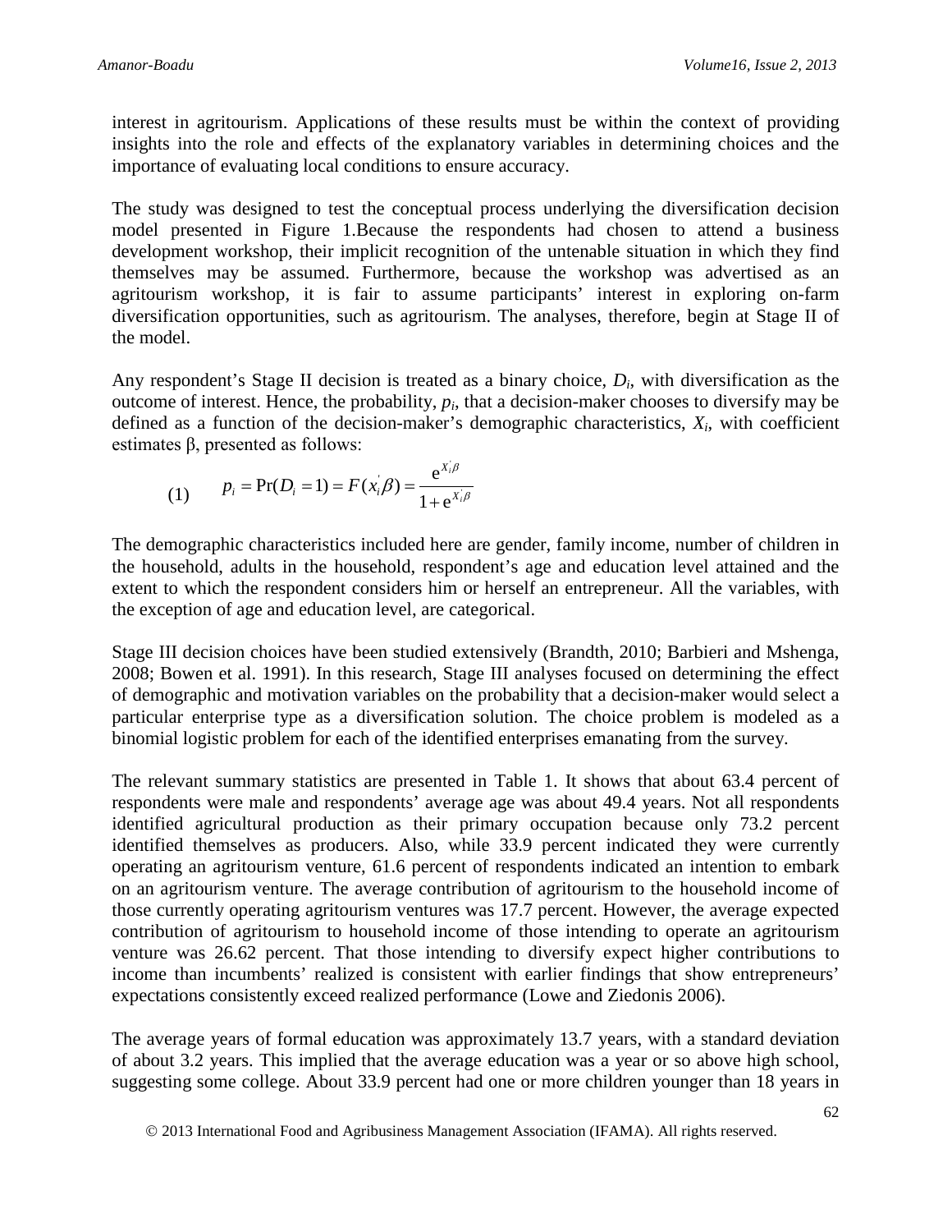interest in agritourism. Applications of these results must be within the context of providing insights into the role and effects of the explanatory variables in determining choices and the importance of evaluating local conditions to ensure accuracy.

The study was designed to test the conceptual process underlying the diversification decision model presented in Figure 1.Because the respondents had chosen to attend a business development workshop, their implicit recognition of the untenable situation in which they find themselves may be assumed. Furthermore, because the workshop was advertised as an agritourism workshop, it is fair to assume participants' interest in exploring on-farm diversification opportunities, such as agritourism. The analyses, therefore, begin at Stage II of the model.

Any respondent's Stage II decision is treated as a binary choice, $D_i$, with diversification as the outcome of interest. Hence, the probability, $p_i$, that a decision-maker chooses to diversify may be defined as a function of the decision-maker's demographic characteristics, $X_i$, with coefficient estimates β, presented as follows:

$$(1) \qquad p_i = \Pr(D_i = 1) = F(x_i^{'}\beta) = \frac{e^{X_i^{'}\beta}}{1 + e^{X_i^{'}\beta}}$$

The demographic characteristics included here are gender, family income, number of children in the household, adults in the household, respondent's age and education level attained and the extent to which the respondent considers him or herself an entrepreneur. All the variables, with the exception of age and education level, are categorical.

Stage III decision choices have been studied extensively (Brandth, 2010; Barbieri and Mshenga, 2008; Bowen et al. 1991). In this research, Stage III analyses focused on determining the effect of demographic and motivation variables on the probability that a decision-maker would select a particular enterprise type as a diversification solution. The choice problem is modeled as a binomial logistic problem for each of the identified enterprises emanating from the survey.

The relevant summary statistics are presented in Table 1. It shows that about 63.4 percent of respondents were male and respondents' average age was about 49.4 years. Not all respondents identified agricultural production as their primary occupation because only 73.2 percent identified themselves as producers. Also, while 33.9 percent indicated they were currently operating an agritourism venture, 61.6 percent of respondents indicated an intention to embark on an agritourism venture. The average contribution of agritourism to the household income of those currently operating agritourism ventures was 17.7 percent. However, the average expected contribution of agritourism to household income of those intending to operate an agritourism venture was 26.62 percent. That those intending to diversify expect higher contributions to income than incumbents' realized is consistent with earlier findings that show entrepreneurs' expectations consistently exceed realized performance (Lowe and Ziedonis 2006).

The average years of formal education was approximately 13.7 years, with a standard deviation of about 3.2 years. This implied that the average education was a year or so above high school, suggesting some college. About 33.9 percent had one or more children younger than 18 years in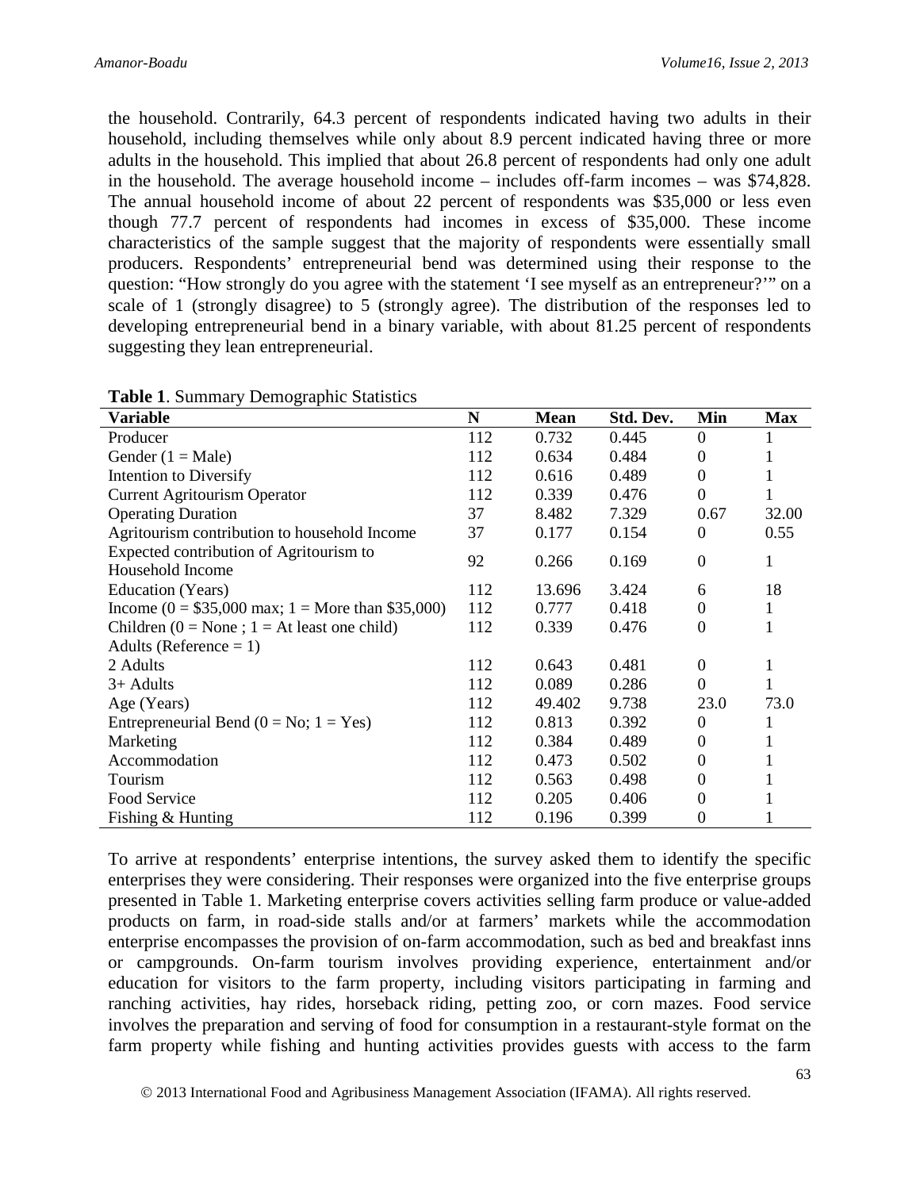the household. Contrarily, 64.3 percent of respondents indicated having two adults in their household, including themselves while only about 8.9 percent indicated having three or more adults in the household. This implied that about 26.8 percent of respondents had only one adult in the household. The average household income – includes off-farm incomes – was $74,828. The annual household income of about 22 percent of respondents was $35,000 or less even though 77.7 percent of respondents had incomes in excess of $35,000. These income characteristics of the sample suggest that the majority of respondents were essentially small producers. Respondents' entrepreneurial bend was determined using their response to the question: "How strongly do you agree with the statement 'I see myself as an entrepreneur?'" on a scale of 1 (strongly disagree) to 5 (strongly agree). The distribution of the responses led to developing entrepreneurial bend in a binary variable, with about 81.25 percent of respondents suggesting they lean entrepreneurial.

**Table 1**. Summary Demographic Statistics

| Variable | N | Mean | Std. Dev. | Min | Max |
|---|---|---|---|---|---|
| Producer | 112 | 0.732 | 0.445 | 0 | 1 |
| Gender (1 = Male) | 112 | 0.634 | 0.484 | 0 | 1 |
| Intention to Diversify | 112 | 0.616 | 0.489 | 0 | 1 |
| Current Agritourism Operator | 112 | 0.339 | 0.476 | 0 | 1 |
| Operating Duration | 37 | 8.482 | 7.329 | 0.67 | 32.00 |
| Agritourism contribution to household Income | 37 | 0.177 | 0.154 | 0 | 0.55 |
| Expected contribution of Agritourism to Household Income | 92 | 0.266 | 0.169 | 0 | 1 |
| Education (Years) | 112 | 13.696 | 3.424 | 6 | 18 |
| Income (0 = $35,000 max; 1 = More than $35,000) | 112 | 0.777 | 0.418 | 0 | 1 |
| Children (0 = None ; 1 = At least one child) | 112 | 0.339 | 0.476 | 0 | 1 |
| Adults (Reference = 1) | | | | | |
| 2 Adults | 112 | 0.643 | 0.481 | 0 | 1 |
| 3+ Adults | 112 | 0.089 | 0.286 | 0 | 1 |
| Age (Years) | 112 | 49.402 | 9.738 | 23.0 | 73.0 |
| Entrepreneurial Bend (0 = No; 1 = Yes) | 112 | 0.813 | 0.392 | 0 | 1 |
| Marketing | 112 | 0.384 | 0.489 | 0 | 1 |
| Accommodation | 112 | 0.473 | 0.502 | 0 | 1 |
| Tourism | 112 | 0.563 | 0.498 | 0 | 1 |
| Food Service | 112 | 0.205 | 0.406 | 0 | 1 |
| Fishing & Hunting | 112 | 0.196 | 0.399 | 0 | 1 |

To arrive at respondents' enterprise intentions, the survey asked them to identify the specific enterprises they were considering. Their responses were organized into the five enterprise groups presented in Table 1. Marketing enterprise covers activities selling farm produce or value-added products on farm, in road-side stalls and/or at farmers' markets while the accommodation enterprise encompasses the provision of on-farm accommodation, such as bed and breakfast inns or campgrounds. On-farm tourism involves providing experience, entertainment and/or education for visitors to the farm property, including visitors participating in farming and ranching activities, hay rides, horseback riding, petting zoo, or corn mazes. Food service involves the preparation and serving of food for consumption in a restaurant-style format on the farm property while fishing and hunting activities provides guests with access to the farm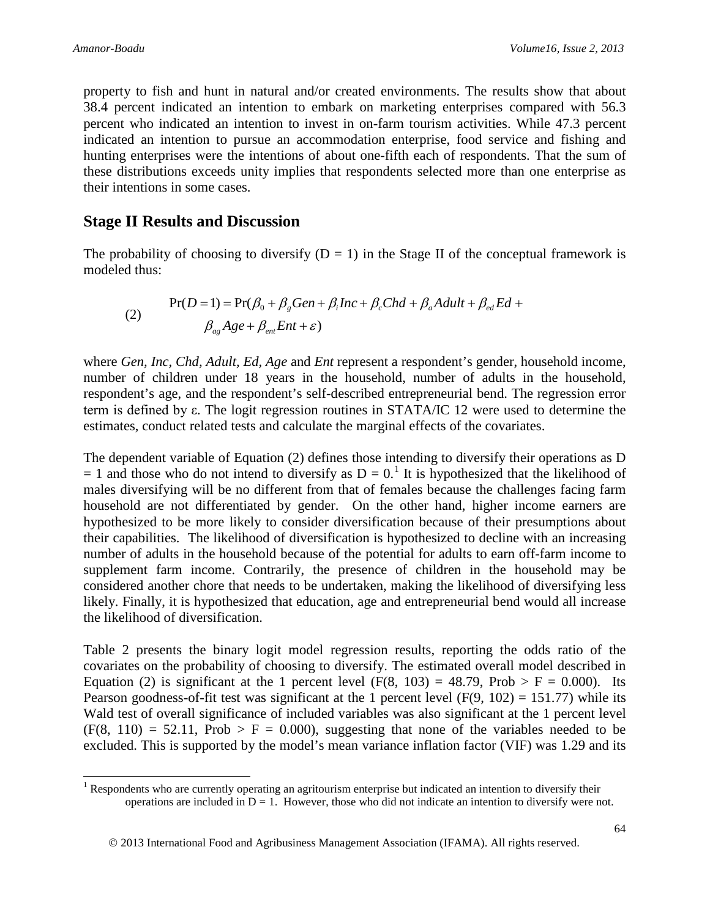property to fish and hunt in natural and/or created environments. The results show that about 38.4 percent indicated an intention to embark on marketing enterprises compared with 56.3 percent who indicated an intention to invest in on-farm tourism activities. While 47.3 percent indicated an intention to pursue an accommodation enterprise, food service and fishing and hunting enterprises were the intentions of about one-fifth each of respondents. That the sum of these distributions exceeds unity implies that respondents selected more than one enterprise as their intentions in some cases.

## Stage II Results and Discussion

The probability of choosing to diversify (D = 1) in the Stage II of the conceptual framework is modeled thus:

$$\text{(2)} \qquad \begin{aligned} \Pr(D=1) = \Pr(&\beta_0 + \beta_g Gen + \beta_i Inc + \beta_c Chd + \beta_a Adult + \beta_{ed} Ed + \\ &\beta_{ag} Age + \beta_{ent} Ent + \varepsilon) \end{aligned}$$

where *Gen*, *Inc*, *Chd*, *Adult*, *Ed*, *Age* and *Ent* represent a respondent's gender, household income, number of children under 18 years in the household, number of adults in the household, respondent's age, and the respondent's self-described entrepreneurial bend. The regression error term is defined by $\varepsilon$. The logit regression routines in STATA/IC 12 were used to determine the estimates, conduct related tests and calculate the marginal effects of the covariates.

The dependent variable of Equation (2) defines those intending to diversify their operations as D = 1 and those who do not intend to diversify as D = 0.[1] It is hypothesized that the likelihood of males diversifying will be no different from that of females because the challenges facing farm household are not differentiated by gender. On the other hand, higher income earners are hypothesized to be more likely to consider diversification because of their presumptions about their capabilities. The likelihood of diversification is hypothesized to decline with an increasing number of adults in the household because of the potential for adults to earn off-farm income to supplement farm income. Contrarily, the presence of children in the household may be considered another chore that needs to be undertaken, making the likelihood of diversifying less likely. Finally, it is hypothesized that education, age and entrepreneurial bend would all increase the likelihood of diversification.

Table 2 presents the binary logit model regression results, reporting the odds ratio of the covariates on the probability of choosing to diversify. The estimated overall model described in Equation (2) is significant at the 1 percent level ($F(8, 103) = 48.79$, Prob > F = 0.000). Its Pearson goodness-of-fit test was significant at the 1 percent level ($F(9, 102) = 151.77$) while its Wald test of overall significance of included variables was also significant at the 1 percent level ($F(8, 110) = 52.11$, Prob > F = 0.000), suggesting that none of the variables needed to be excluded. This is supported by the model's mean variance inflation factor (VIF) was 1.29 and its

[1] Respondents who are currently operating an agritourism enterprise but indicated an intention to diversify their operations are included in D = 1. However, those who did not indicate an intention to diversify were not.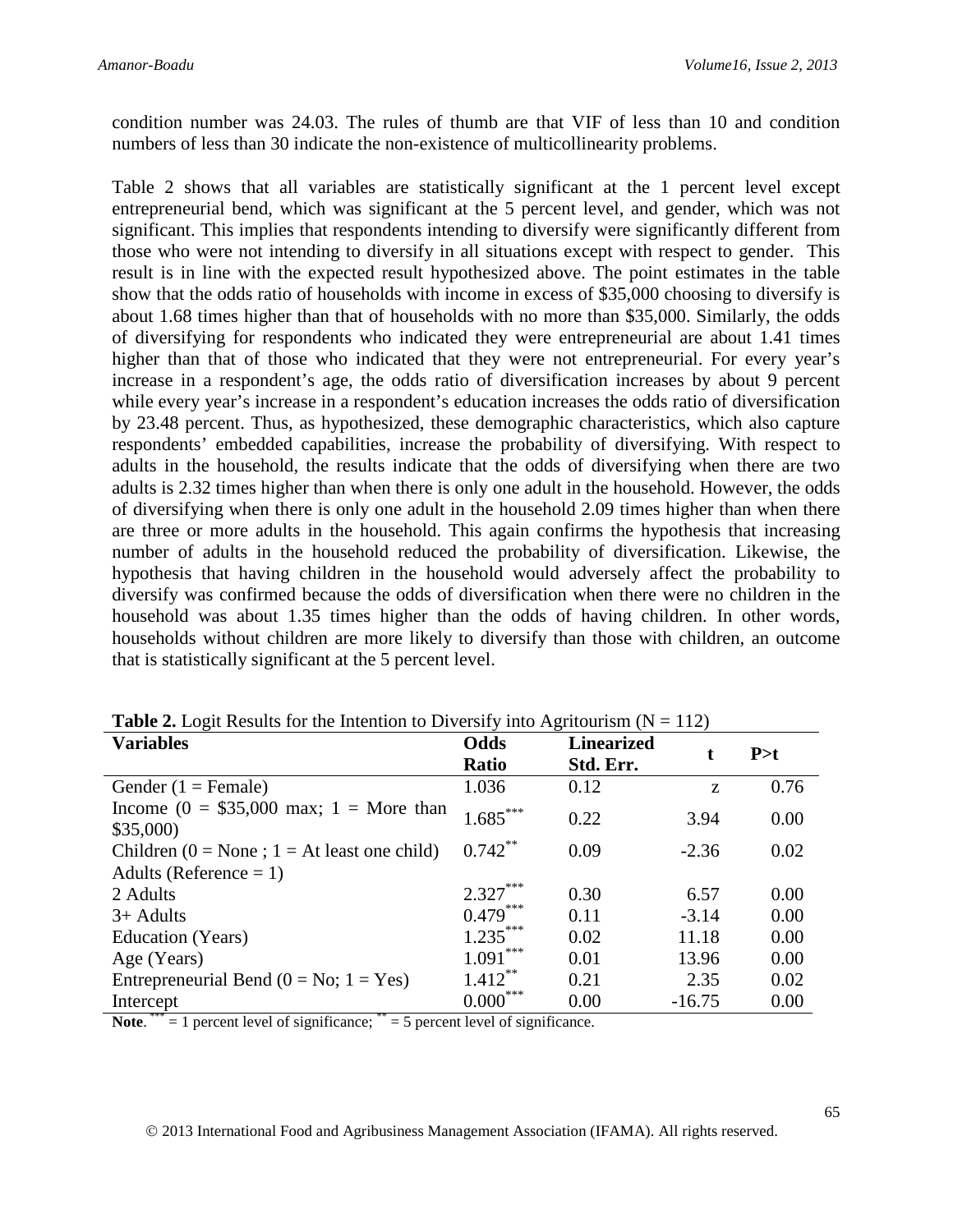condition number was 24.03. The rules of thumb are that VIF of less than 10 and condition numbers of less than 30 indicate the non-existence of multicollinearity problems.

Table 2 shows that all variables are statistically significant at the 1 percent level except entrepreneurial bend, which was significant at the 5 percent level, and gender, which was not significant. This implies that respondents intending to diversify were significantly different from those who were not intending to diversify in all situations except with respect to gender. This result is in line with the expected result hypothesized above. The point estimates in the table show that the odds ratio of households with income in excess of \$35,000 choosing to diversify is about 1.68 times higher than that of households with no more than \$35,000. Similarly, the odds of diversifying for respondents who indicated they were entrepreneurial are about 1.41 times higher than that of those who indicated that they were not entrepreneurial. For every year's increase in a respondent's age, the odds ratio of diversification increases by about 9 percent while every year's increase in a respondent's education increases the odds ratio of diversification by 23.48 percent. Thus, as hypothesized, these demographic characteristics, which also capture respondents' embedded capabilities, increase the probability of diversifying. With respect to adults in the household, the results indicate that the odds of diversifying when there are two adults is 2.32 times higher than when there is only one adult in the household. However, the odds of diversifying when there is only one adult in the household 2.09 times higher than when there are three or more adults in the household. This again confirms the hypothesis that increasing number of adults in the household reduced the probability of diversification. Likewise, the hypothesis that having children in the household would adversely affect the probability to diversify was confirmed because the odds of diversification when there were no children in the household was about 1.35 times higher than the odds of having children. In other words, households without children are more likely to diversify than those with children, an outcome that is statistically significant at the 5 percent level.

**Table 2.** Logit Results for the Intention to Diversify into Agritourism (N = 112)

| Variables | Odds Ratio | Linearized Std. Err. | t | P>t |
|---|---|---|---|---|
| Gender (1 = Female) | 1.036 | 0.12 | z | 0.76 |
| Income (0 = \$35,000 max; 1 = More than \$35,000) | 1.685*** | 0.22 | 3.94 | 0.00 |
| Children (0 = None ; 1 = At least one child) | 0.742** | 0.09 | -2.36 | 0.02 |
| Adults (Reference = 1) | | | | |
| 2 Adults | 2.327*** | 0.30 | 6.57 | 0.00 |
| 3+ Adults | 0.479*** | 0.11 | -3.14 | 0.00 |
| Education (Years) | 1.235*** | 0.02 | 11.18 | 0.00 |
| Age (Years) | 1.091*** | 0.01 | 13.96 | 0.00 |
| Entrepreneurial Bend (0 = No; 1 = Yes) | 1.412** | 0.21 | 2.35 | 0.02 |
| Intercept | 0.000*** | 0.00 | -16.75 | 0.00 |

**Note**. *** = 1 percent level of significance; ** = 5 percent level of significance.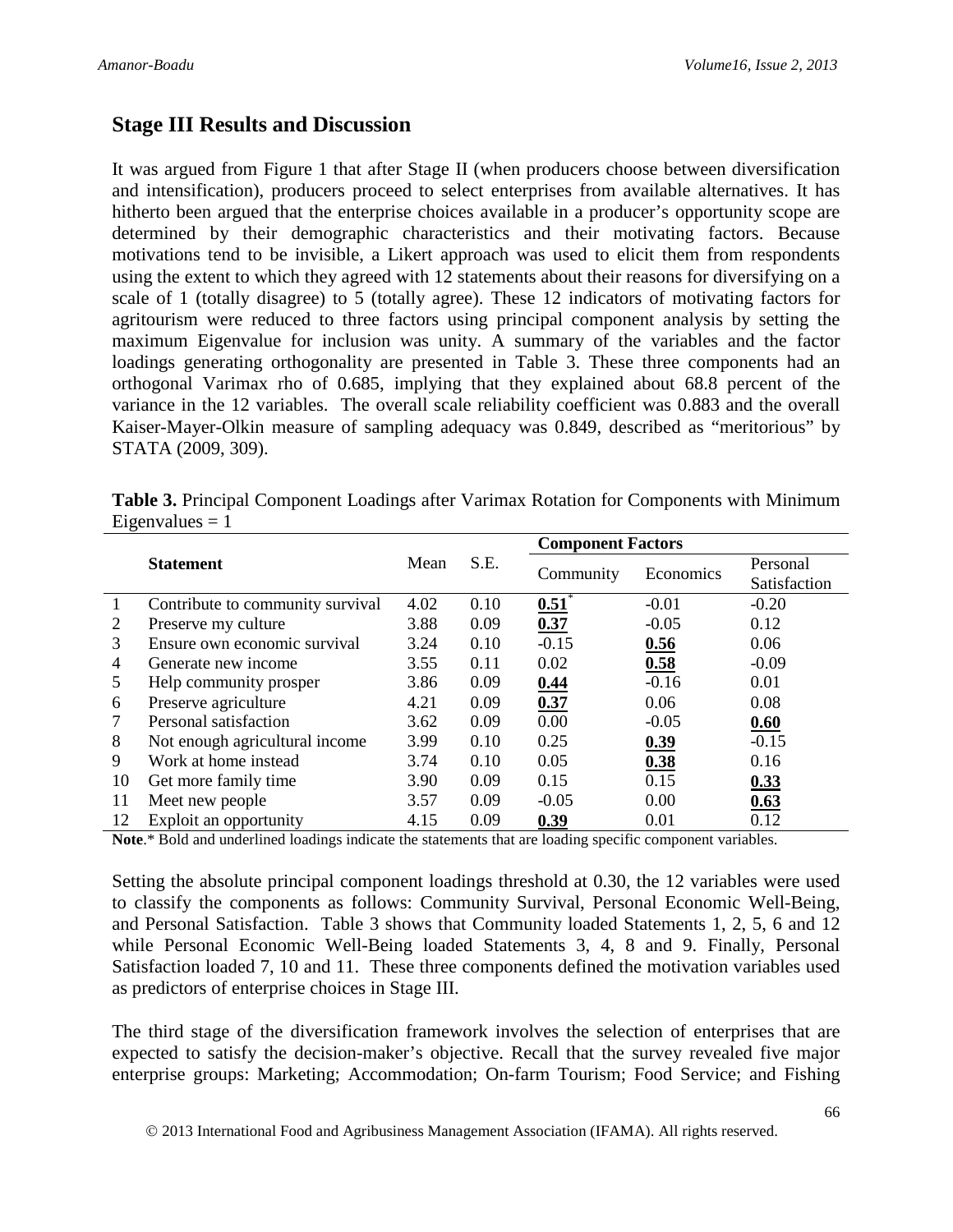## Stage III Results and Discussion

It was argued from Figure 1 that after Stage II (when producers choose between diversification and intensification), producers proceed to select enterprises from available alternatives. It has hitherto been argued that the enterprise choices available in a producer's opportunity scope are determined by their demographic characteristics and their motivating factors. Because motivations tend to be invisible, a Likert approach was used to elicit them from respondents using the extent to which they agreed with 12 statements about their reasons for diversifying on a scale of 1 (totally disagree) to 5 (totally agree). These 12 indicators of motivating factors for agritourism were reduced to three factors using principal component analysis by setting the maximum Eigenvalue for inclusion was unity. A summary of the variables and the factor loadings generating orthogonality are presented in Table 3. These three components had an orthogonal Varimax rho of 0.685, implying that they explained about 68.8 percent of the variance in the 12 variables. The overall scale reliability coefficient was 0.883 and the overall Kaiser-Mayer-Olkin measure of sampling adequacy was 0.849, described as "meritorious" by STATA (2009, 309).

**Table 3.** Principal Component Loadings after Varimax Rotation for Components with Minimum Eigenvalues = 1

| | Statement | Mean | S.E. | Component Factors | | |
|---|---|---|---|---|---|---|
| | | | | Community | Economics | Personal Satisfaction |
| 1 | Contribute to community survival | 4.02 | 0.10 | **0.51**[*] | -0.01 | -0.20 |
| 2 | Preserve my culture | 3.88 | 0.09 | **0.37** | -0.05 | 0.12 |
| 3 | Ensure own economic survival | 3.24 | 0.10 | -0.15 | **0.56** | 0.06 |
| 4 | Generate new income | 3.55 | 0.11 | 0.02 | **0.58** | -0.09 |
| 5 | Help community prosper | 3.86 | 0.09 | **0.44** | -0.16 | 0.01 |
| 6 | Preserve agriculture | 4.21 | 0.09 | **0.37** | 0.06 | 0.08 |
| 7 | Personal satisfaction | 3.62 | 0.09 | 0.00 | -0.05 | **0.60** |
| 8 | Not enough agricultural income | 3.99 | 0.10 | 0.25 | **0.39** | -0.15 |
| 9 | Work at home instead | 3.74 | 0.10 | 0.05 | **0.38** | 0.16 |
| 10 | Get more family time | 3.90 | 0.09 | 0.15 | 0.15 | **0.33** |
| 11 | Meet new people | 3.57 | 0.09 | -0.05 | 0.00 | **0.63** |
| 12 | Exploit an opportunity | 4.15 | 0.09 | **0.39** | 0.01 | 0.12 |

**Note**.* Bold and underlined loadings indicate the statements that are loading specific component variables.

Setting the absolute principal component loadings threshold at 0.30, the 12 variables were used to classify the components as follows: Community Survival, Personal Economic Well-Being, and Personal Satisfaction. Table 3 shows that Community loaded Statements 1, 2, 5, 6 and 12 while Personal Economic Well-Being loaded Statements 3, 4, 8 and 9. Finally, Personal Satisfaction loaded 7, 10 and 11. These three components defined the motivation variables used as predictors of enterprise choices in Stage III.

The third stage of the diversification framework involves the selection of enterprises that are expected to satisfy the decision-maker's objective. Recall that the survey revealed five major enterprise groups: Marketing; Accommodation; On-farm Tourism; Food Service; and Fishing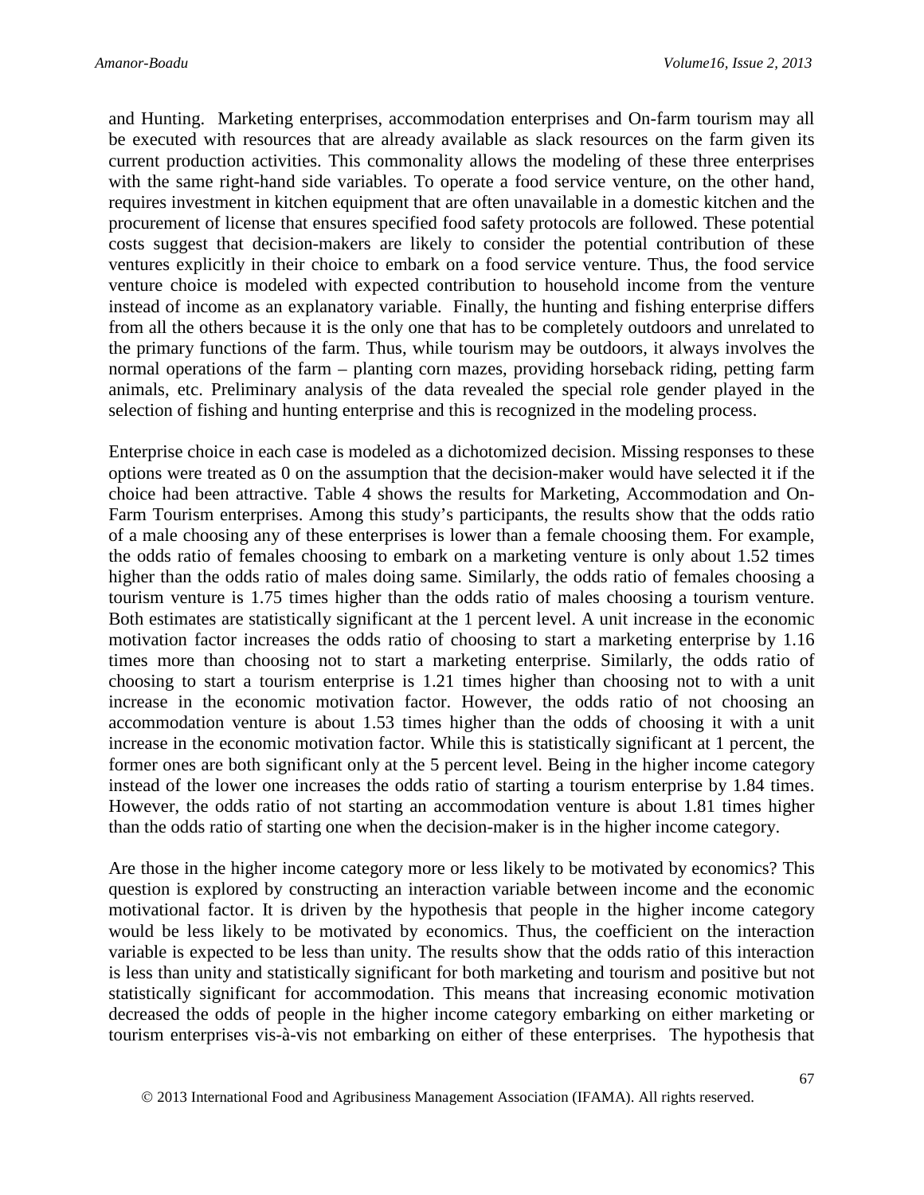and Hunting. Marketing enterprises, accommodation enterprises and On-farm tourism may all be executed with resources that are already available as slack resources on the farm given its current production activities. This commonality allows the modeling of these three enterprises with the same right-hand side variables. To operate a food service venture, on the other hand, requires investment in kitchen equipment that are often unavailable in a domestic kitchen and the procurement of license that ensures specified food safety protocols are followed. These potential costs suggest that decision-makers are likely to consider the potential contribution of these ventures explicitly in their choice to embark on a food service venture. Thus, the food service venture choice is modeled with expected contribution to household income from the venture instead of income as an explanatory variable. Finally, the hunting and fishing enterprise differs from all the others because it is the only one that has to be completely outdoors and unrelated to the primary functions of the farm. Thus, while tourism may be outdoors, it always involves the normal operations of the farm – planting corn mazes, providing horseback riding, petting farm animals, etc. Preliminary analysis of the data revealed the special role gender played in the selection of fishing and hunting enterprise and this is recognized in the modeling process.

Enterprise choice in each case is modeled as a dichotomized decision. Missing responses to these options were treated as 0 on the assumption that the decision-maker would have selected it if the choice had been attractive. Table 4 shows the results for Marketing, Accommodation and On-Farm Tourism enterprises. Among this study's participants, the results show that the odds ratio of a male choosing any of these enterprises is lower than a female choosing them. For example, the odds ratio of females choosing to embark on a marketing venture is only about 1.52 times higher than the odds ratio of males doing same. Similarly, the odds ratio of females choosing a tourism venture is 1.75 times higher than the odds ratio of males choosing a tourism venture. Both estimates are statistically significant at the 1 percent level. A unit increase in the economic motivation factor increases the odds ratio of choosing to start a marketing enterprise by 1.16 times more than choosing not to start a marketing enterprise. Similarly, the odds ratio of choosing to start a tourism enterprise is 1.21 times higher than choosing not to with a unit increase in the economic motivation factor. However, the odds ratio of not choosing an accommodation venture is about 1.53 times higher than the odds of choosing it with a unit increase in the economic motivation factor. While this is statistically significant at 1 percent, the former ones are both significant only at the 5 percent level. Being in the higher income category instead of the lower one increases the odds ratio of starting a tourism enterprise by 1.84 times. However, the odds ratio of not starting an accommodation venture is about 1.81 times higher than the odds ratio of starting one when the decision-maker is in the higher income category.

Are those in the higher income category more or less likely to be motivated by economics? This question is explored by constructing an interaction variable between income and the economic motivational factor. It is driven by the hypothesis that people in the higher income category would be less likely to be motivated by economics. Thus, the coefficient on the interaction variable is expected to be less than unity. The results show that the odds ratio of this interaction is less than unity and statistically significant for both marketing and tourism and positive but not statistically significant for accommodation. This means that increasing economic motivation decreased the odds of people in the higher income category embarking on either marketing or tourism enterprises vis-à-vis not embarking on either of these enterprises. The hypothesis that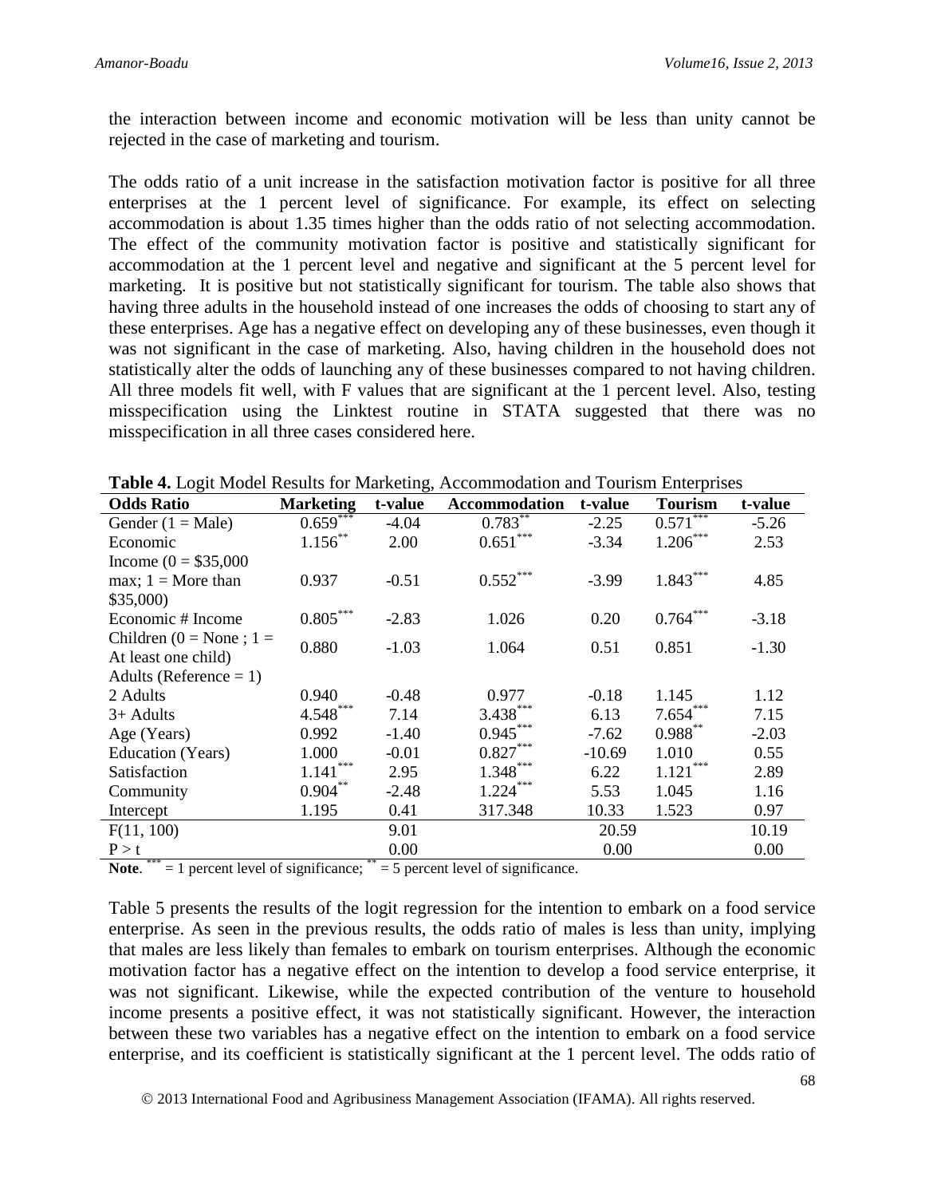the interaction between income and economic motivation will be less than unity cannot be rejected in the case of marketing and tourism.

The odds ratio of a unit increase in the satisfaction motivation factor is positive for all three enterprises at the 1 percent level of significance. For example, its effect on selecting accommodation is about 1.35 times higher than the odds ratio of not selecting accommodation. The effect of the community motivation factor is positive and statistically significant for accommodation at the 1 percent level and negative and significant at the 5 percent level for marketing. It is positive but not statistically significant for tourism. The table also shows that having three adults in the household instead of one increases the odds of choosing to start any of these enterprises. Age has a negative effect on developing any of these businesses, even though it was not significant in the case of marketing. Also, having children in the household does not statistically alter the odds of launching any of these businesses compared to not having children. All three models fit well, with F values that are significant at the 1 percent level. Also, testing misspecification using the Linktest routine in STATA suggested that there was no misspecification in all three cases considered here.

**Table 4.** Logit Model Results for Marketing, Accommodation and Tourism Enterprises

| Odds Ratio | Marketing | t-value | Accommodation | t-value | Tourism | t-value |
|---|---|---|---|---|---|---|
| Gender (1 = Male) | 0.659*** | -4.04 | 0.783** | -2.25 | 0.571*** | -5.26 |
| Economic | 1.156** | 2.00 | 0.651*** | -3.34 | 1.206*** | 2.53 |
| Income (0 = $35,000 max; 1 = More than $35,000) | 0.937 | -0.51 | 0.552*** | -3.99 | 1.843*** | 4.85 |
| Economic # Income | 0.805*** | -2.83 | 1.026 | 0.20 | 0.764*** | -3.18 |
| Children (0 = None ; 1 = At least one child) | 0.880 | -1.03 | 1.064 | 0.51 | 0.851 | -1.30 |
| Adults (Reference = 1) | | | | | | |
| 2 Adults | 0.940 | -0.48 | 0.977 | -0.18 | 1.145 | 1.12 |
| 3+ Adults | 4.548*** | 7.14 | 3.438*** | 6.13 | 7.654*** | 7.15 |
| Age (Years) | 0.992 | -1.40 | 0.945*** | -7.62 | 0.988** | -2.03 |
| Education (Years) | 1.000 | -0.01 | 0.827*** | -10.69 | 1.010 | 0.55 |
| Satisfaction | 1.141*** | 2.95 | 1.348*** | 6.22 | 1.121*** | 2.89 |
| Community | 0.904** | -2.48 | 1.224*** | 5.53 | 1.045 | 1.16 |
| Intercept | 1.195 | 0.41 | 317.348 | 10.33 | 1.523 | 0.97 |
| F(11, 100) | | 9.01 | | 20.59 | | 10.19 |
| P > t | | 0.00 | | 0.00 | | 0.00 |

**Note**. *** = 1 percent level of significance; ** = 5 percent level of significance.

Table 5 presents the results of the logit regression for the intention to embark on a food service enterprise. As seen in the previous results, the odds ratio of males is less than unity, implying that males are less likely than females to embark on tourism enterprises. Although the economic motivation factor has a negative effect on the intention to develop a food service enterprise, it was not significant. Likewise, while the expected contribution of the venture to household income presents a positive effect, it was not statistically significant. However, the interaction between these two variables has a negative effect on the intention to embark on a food service enterprise, and its coefficient is statistically significant at the 1 percent level. The odds ratio of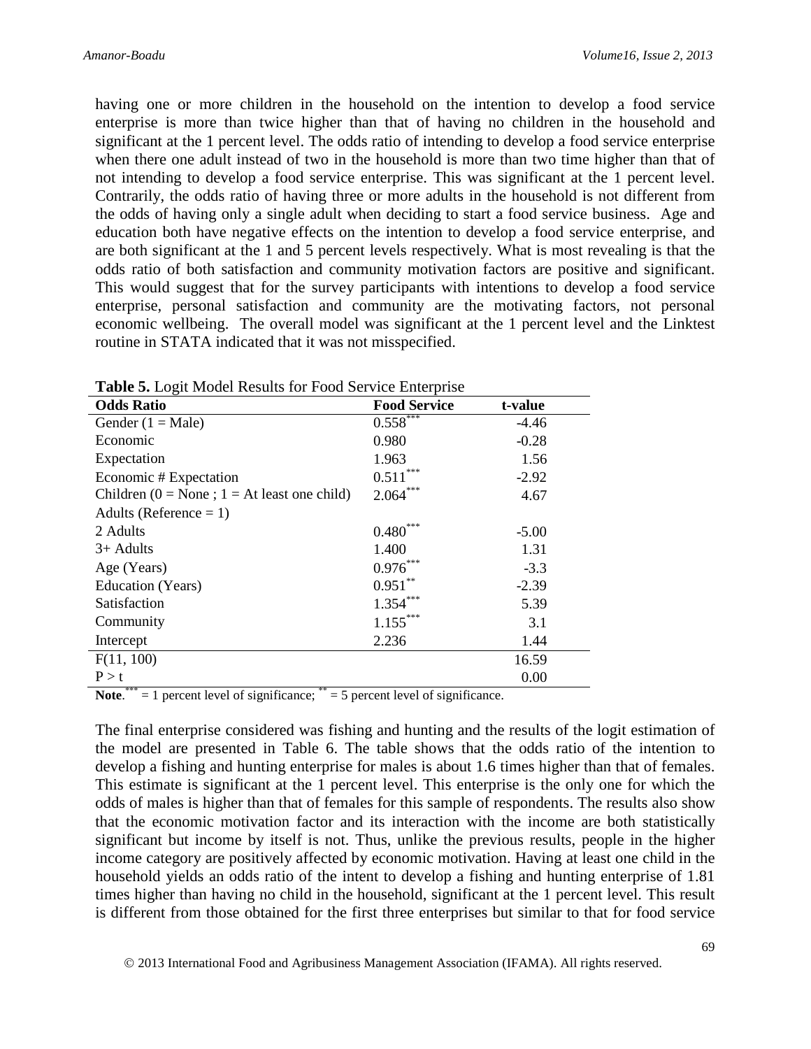having one or more children in the household on the intention to develop a food service enterprise is more than twice higher than that of having no children in the household and significant at the 1 percent level. The odds ratio of intending to develop a food service enterprise when there one adult instead of two in the household is more than two time higher than that of not intending to develop a food service enterprise. This was significant at the 1 percent level. Contrarily, the odds ratio of having three or more adults in the household is not different from the odds of having only a single adult when deciding to start a food service business. Age and education both have negative effects on the intention to develop a food service enterprise, and are both significant at the 1 and 5 percent levels respectively. What is most revealing is that the odds ratio of both satisfaction and community motivation factors are positive and significant. This would suggest that for the survey participants with intentions to develop a food service enterprise, personal satisfaction and community are the motivating factors, not personal economic wellbeing. The overall model was significant at the 1 percent level and the Linktest routine in STATA indicated that it was not misspecified.

**Table 5.** Logit Model Results for Food Service Enterprise

| Odds Ratio | Food Service | t-value |
|---|---|---|
| Gender (1 = Male) | 0.558*** | -4.46 |
| Economic | 0.980 | -0.28 |
| Expectation | 1.963 | 1.56 |
| Economic # Expectation | 0.511*** | -2.92 |
| Children (0 = None ; 1 = At least one child) | 2.064*** | 4.67 |
| Adults (Reference = 1) | | |
| 2 Adults | 0.480*** | -5.00 |
| 3+ Adults | 1.400 | 1.31 |
| Age (Years) | 0.976*** | -3.3 |
| Education (Years) | 0.951** | -2.39 |
| Satisfaction | 1.354*** | 5.39 |
| Community | 1.155*** | 3.1 |
| Intercept | 2.236 | 1.44 |
| F(11, 100) | | 16.59 |
| P > t | | 0.00 |

**Note**. *** = 1 percent level of significance; ** = 5 percent level of significance.

The final enterprise considered was fishing and hunting and the results of the logit estimation of the model are presented in Table 6. The table shows that the odds ratio of the intention to develop a fishing and hunting enterprise for males is about 1.6 times higher than that of females. This estimate is significant at the 1 percent level. This enterprise is the only one for which the odds of males is higher than that of females for this sample of respondents. The results also show that the economic motivation factor and its interaction with the income are both statistically significant but income by itself is not. Thus, unlike the previous results, people in the higher income category are positively affected by economic motivation. Having at least one child in the household yields an odds ratio of the intent to develop a fishing and hunting enterprise of 1.81 times higher than having no child in the household, significant at the 1 percent level. This result is different from those obtained for the first three enterprises but similar to that for food service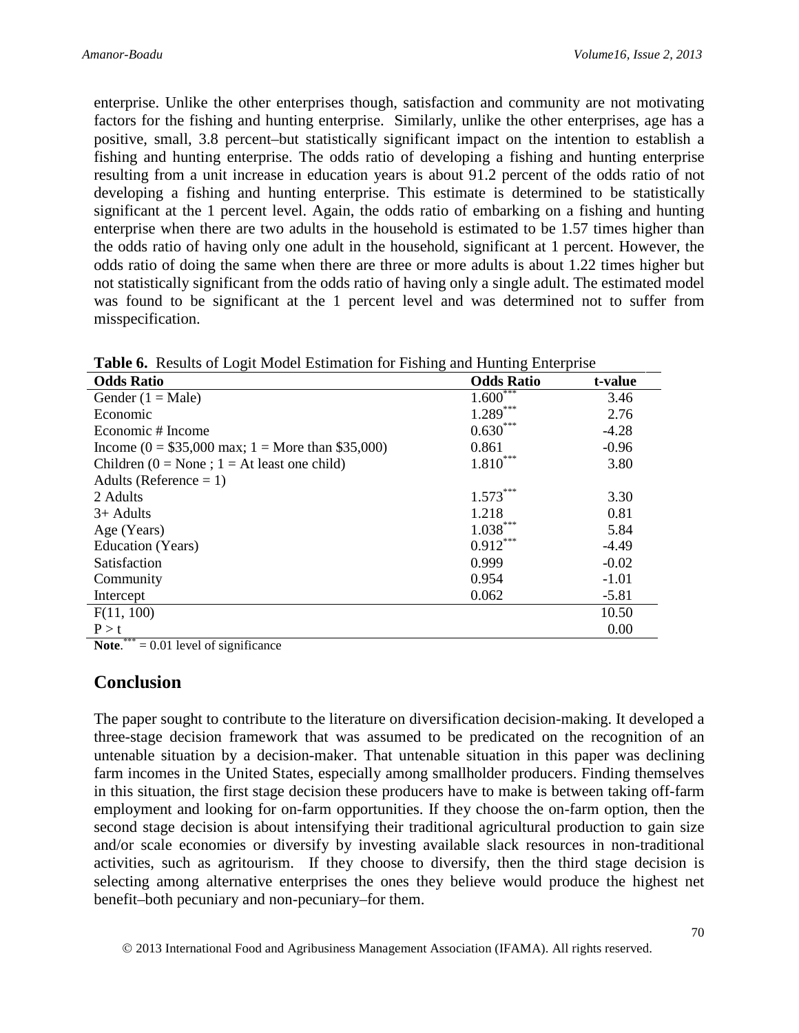enterprise. Unlike the other enterprises though, satisfaction and community are not motivating factors for the fishing and hunting enterprise. Similarly, unlike the other enterprises, age has a positive, small, 3.8 percent–but statistically significant impact on the intention to establish a fishing and hunting enterprise. The odds ratio of developing a fishing and hunting enterprise resulting from a unit increase in education years is about 91.2 percent of the odds ratio of not developing a fishing and hunting enterprise. This estimate is determined to be statistically significant at the 1 percent level. Again, the odds ratio of embarking on a fishing and hunting enterprise when there are two adults in the household is estimated to be 1.57 times higher than the odds ratio of having only one adult in the household, significant at 1 percent. However, the odds ratio of doing the same when there are three or more adults is about 1.22 times higher but not statistically significant from the odds ratio of having only a single adult. The estimated model was found to be significant at the 1 percent level and was determined not to suffer from misspecification.

**Table 6.** Results of Logit Model Estimation for Fishing and Hunting Enterprise

| **Odds Ratio** | **Odds Ratio** | **t-value** |
|---|---|---|
| Gender (1 = Male) | 1.600*** | 3.46 |
| Economic | 1.289*** | 2.76 |
| Economic # Income | 0.630*** | -4.28 |
| Income (0 = $35,000 max; 1 = More than $35,000) | 0.861 | -0.96 |
| Children (0 = None ; 1 = At least one child) | 1.810*** | 3.80 |
| Adults (Reference = 1) | | |
| 2 Adults | 1.573*** | 3.30 |
| 3+ Adults | 1.218 | 0.81 |
| Age (Years) | 1.038*** | 5.84 |
| Education (Years) | 0.912*** | -4.49 |
| Satisfaction | 0.999 | -0.02 |
| Community | 0.954 | -1.01 |
| Intercept | 0.062 | -5.81 |
| $F(11, 100)$ | | 10.50 |
| $P > t$ | | 0.00 |

**Note**. *** = 0.01 level of significance

## Conclusion

The paper sought to contribute to the literature on diversification decision-making. It developed a three-stage decision framework that was assumed to be predicated on the recognition of an untenable situation by a decision-maker. That untenable situation in this paper was declining farm incomes in the United States, especially among smallholder producers. Finding themselves in this situation, the first stage decision these producers have to make is between taking off-farm employment and looking for on-farm opportunities. If they choose the on-farm option, then the second stage decision is about intensifying their traditional agricultural production to gain size and/or scale economies or diversify by investing available slack resources in non-traditional activities, such as agritourism. If they choose to diversify, then the third stage decision is selecting among alternative enterprises the ones they believe would produce the highest net benefit–both pecuniary and non-pecuniary–for them.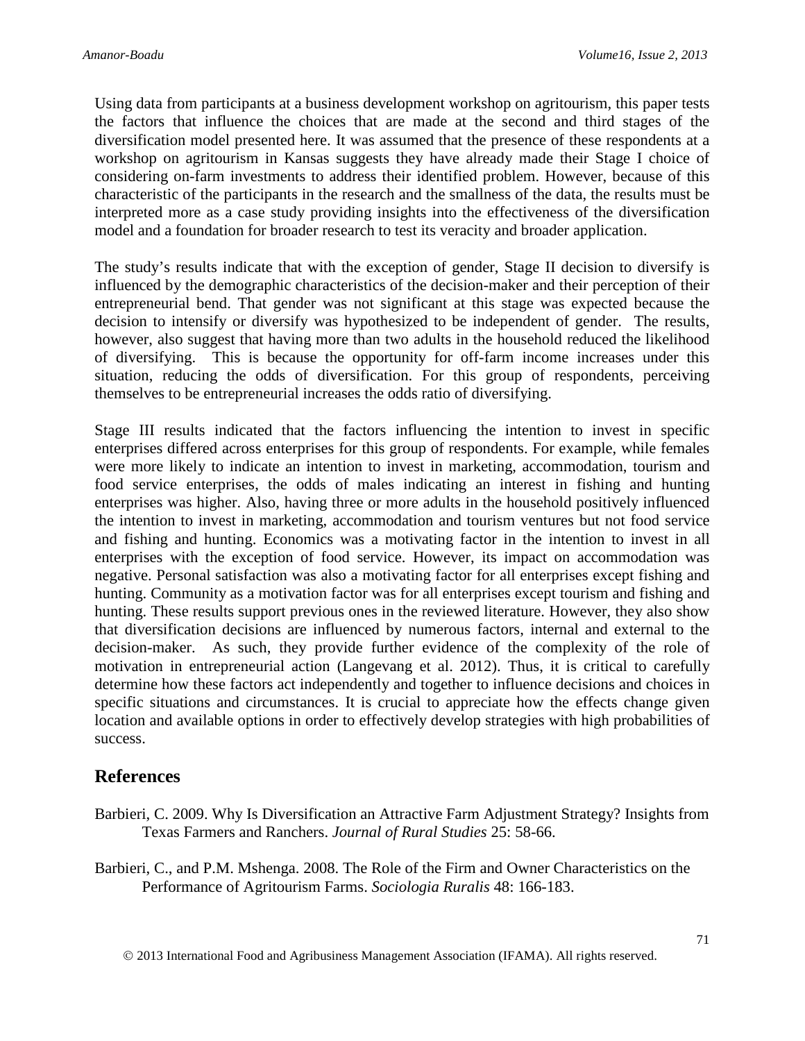Using data from participants at a business development workshop on agritourism, this paper tests the factors that influence the choices that are made at the second and third stages of the diversification model presented here. It was assumed that the presence of these respondents at a workshop on agritourism in Kansas suggests they have already made their Stage I choice of considering on-farm investments to address their identified problem. However, because of this characteristic of the participants in the research and the smallness of the data, the results must be interpreted more as a case study providing insights into the effectiveness of the diversification model and a foundation for broader research to test its veracity and broader application.

The study's results indicate that with the exception of gender, Stage II decision to diversify is influenced by the demographic characteristics of the decision-maker and their perception of their entrepreneurial bend. That gender was not significant at this stage was expected because the decision to intensify or diversify was hypothesized to be independent of gender. The results, however, also suggest that having more than two adults in the household reduced the likelihood of diversifying. This is because the opportunity for off-farm income increases under this situation, reducing the odds of diversification. For this group of respondents, perceiving themselves to be entrepreneurial increases the odds ratio of diversifying.

Stage III results indicated that the factors influencing the intention to invest in specific enterprises differed across enterprises for this group of respondents. For example, while females were more likely to indicate an intention to invest in marketing, accommodation, tourism and food service enterprises, the odds of males indicating an interest in fishing and hunting enterprises was higher. Also, having three or more adults in the household positively influenced the intention to invest in marketing, accommodation and tourism ventures but not food service and fishing and hunting. Economics was a motivating factor in the intention to invest in all enterprises with the exception of food service. However, its impact on accommodation was negative. Personal satisfaction was also a motivating factor for all enterprises except fishing and hunting. Community as a motivation factor was for all enterprises except tourism and fishing and hunting. These results support previous ones in the reviewed literature. However, they also show that diversification decisions are influenced by numerous factors, internal and external to the decision-maker. As such, they provide further evidence of the complexity of the role of motivation in entrepreneurial action (Langevang et al. 2012). Thus, it is critical to carefully determine how these factors act independently and together to influence decisions and choices in specific situations and circumstances. It is crucial to appreciate how the effects change given location and available options in order to effectively develop strategies with high probabilities of success.

## References

Barbieri, C. 2009. Why Is Diversification an Attractive Farm Adjustment Strategy? Insights from Texas Farmers and Ranchers. *Journal of Rural Studies* 25: 58-66.

Barbieri, C., and P.M. Mshenga. 2008. The Role of the Firm and Owner Characteristics on the Performance of Agritourism Farms. *Sociologia Ruralis* 48: 166-183.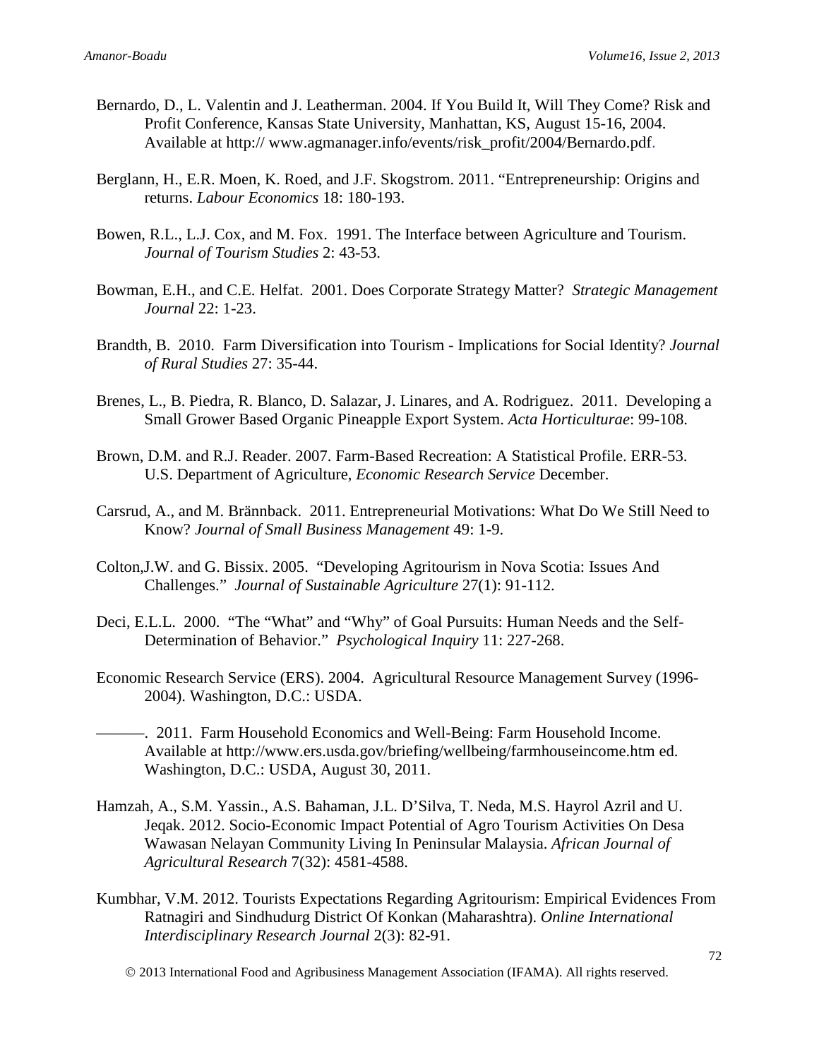Bernardo, D., L. Valentin and J. Leatherman. 2004. If You Build It, Will They Come? Risk and Profit Conference, Kansas State University, Manhattan, KS, August 15-16, 2004. Available at http:// www.agmanager.info/events/risk_profit/2004/Bernardo.pdf.

Berglann, H., E.R. Moen, K. Roed, and J.F. Skogstrom. 2011. "Entrepreneurship: Origins and returns. *Labour Economics* 18: 180-193.

Bowen, R.L., L.J. Cox, and M. Fox. 1991. The Interface between Agriculture and Tourism. *Journal of Tourism Studies* 2: 43-53.

Bowman, E.H., and C.E. Helfat. 2001. Does Corporate Strategy Matter? *Strategic Management Journal* 22: 1-23.

Brandth, B. 2010. Farm Diversification into Tourism - Implications for Social Identity? *Journal of Rural Studies* 27: 35-44.

Brenes, L., B. Piedra, R. Blanco, D. Salazar, J. Linares, and A. Rodriguez. 2011. Developing a Small Grower Based Organic Pineapple Export System. *Acta Horticulturae*: 99-108.

Brown, D.M. and R.J. Reader. 2007. Farm-Based Recreation: A Statistical Profile. ERR-53. U.S. Department of Agriculture, *Economic Research Service* December.

Carsrud, A., and M. Brännback. 2011. Entrepreneurial Motivations: What Do We Still Need to Know? *Journal of Small Business Management* 49: 1-9.

Colton,J.W. and G. Bissix. 2005. "Developing Agritourism in Nova Scotia: Issues And Challenges." *Journal of Sustainable Agriculture* 27(1): 91-112.

Deci, E.L.L. 2000. "The "What" and "Why" of Goal Pursuits: Human Needs and the Self-Determination of Behavior." *Psychological Inquiry* 11: 227-268.

Economic Research Service (ERS). 2004. Agricultural Resource Management Survey (1996-2004). Washington, D.C.: USDA.

———. 2011. Farm Household Economics and Well-Being: Farm Household Income. Available at http://www.ers.usda.gov/briefing/wellbeing/farmhouseincome.htm ed. Washington, D.C.: USDA, August 30, 2011.

Hamzah, A., S.M. Yassin., A.S. Bahaman, J.L. D'Silva, T. Neda, M.S. Hayrol Azril and U. Jeqak. 2012. Socio-Economic Impact Potential of Agro Tourism Activities On Desa Wawasan Nelayan Community Living In Peninsular Malaysia. *African Journal of Agricultural Research* 7(32): 4581-4588.

Kumbhar, V.M. 2012. Tourists Expectations Regarding Agritourism: Empirical Evidences From Ratnagiri and Sindhudurg District Of Konkan (Maharashtra). *Online International Interdisciplinary Research Journal* 2(3): 82-91.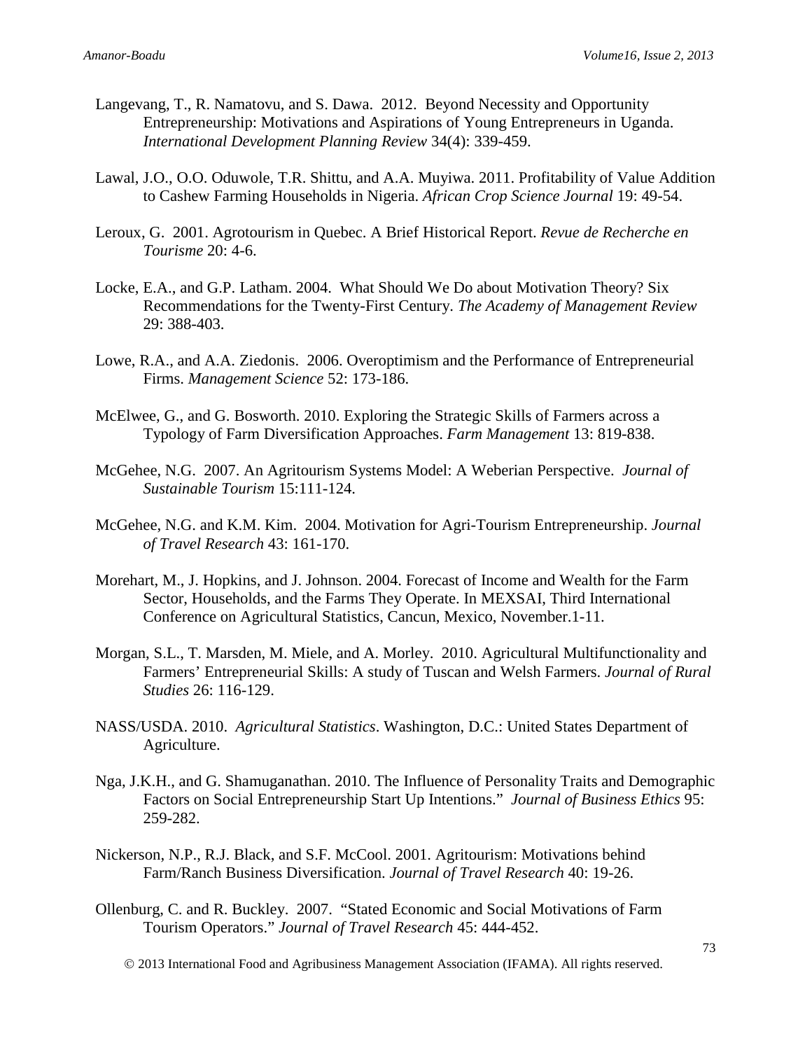Langevang, T., R. Namatovu, and S. Dawa. 2012. Beyond Necessity and Opportunity Entrepreneurship: Motivations and Aspirations of Young Entrepreneurs in Uganda. *International Development Planning Review* 34(4): 339-459.

Lawal, J.O., O.O. Oduwole, T.R. Shittu, and A.A. Muyiwa. 2011. Profitability of Value Addition to Cashew Farming Households in Nigeria. *African Crop Science Journal* 19: 49-54.

Leroux, G. 2001. Agrotourism in Quebec. A Brief Historical Report. *Revue de Recherche en Tourisme* 20: 4-6.

Locke, E.A., and G.P. Latham. 2004. What Should We Do about Motivation Theory? Six Recommendations for the Twenty-First Century. *The Academy of Management Review* 29: 388-403.

Lowe, R.A., and A.A. Ziedonis. 2006. Overoptimism and the Performance of Entrepreneurial Firms. *Management Science* 52: 173-186.

McElwee, G., and G. Bosworth. 2010. Exploring the Strategic Skills of Farmers across a Typology of Farm Diversification Approaches. *Farm Management* 13: 819-838.

McGehee, N.G. 2007. An Agritourism Systems Model: A Weberian Perspective. *Journal of Sustainable Tourism* 15:111-124.

McGehee, N.G. and K.M. Kim. 2004. Motivation for Agri-Tourism Entrepreneurship. *Journal of Travel Research* 43: 161-170.

Morehart, M., J. Hopkins, and J. Johnson. 2004. Forecast of Income and Wealth for the Farm Sector, Households, and the Farms They Operate. In MEXSAI, Third International Conference on Agricultural Statistics, Cancun, Mexico, November.1-11.

Morgan, S.L., T. Marsden, M. Miele, and A. Morley. 2010. Agricultural Multifunctionality and Farmers' Entrepreneurial Skills: A study of Tuscan and Welsh Farmers. *Journal of Rural Studies* 26: 116-129.

NASS/USDA. 2010. *Agricultural Statistics*. Washington, D.C.: United States Department of Agriculture.

Nga, J.K.H., and G. Shamuganathan. 2010. The Influence of Personality Traits and Demographic Factors on Social Entrepreneurship Start Up Intentions." *Journal of Business Ethics* 95: 259-282.

Nickerson, N.P., R.J. Black, and S.F. McCool. 2001. Agritourism: Motivations behind Farm/Ranch Business Diversification. *Journal of Travel Research* 40: 19-26.

Ollenburg, C. and R. Buckley. 2007. "Stated Economic and Social Motivations of Farm Tourism Operators." *Journal of Travel Research* 45: 444-452.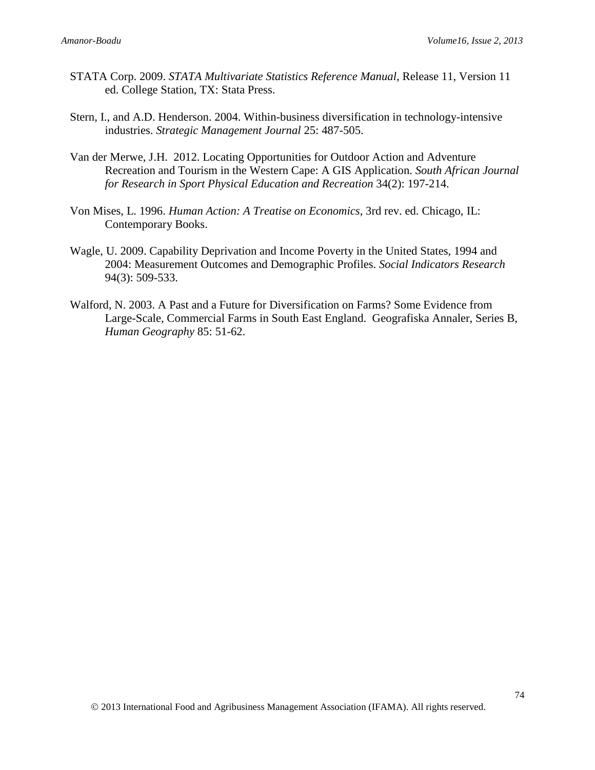STATA Corp. 2009. *STATA Multivariate Statistics Reference Manual*, Release 11, Version 11 ed. College Station, TX: Stata Press.

Stern, I., and A.D. Henderson. 2004. Within-business diversification in technology-intensive industries. *Strategic Management Journal* 25: 487-505.

Van der Merwe, J.H. 2012. Locating Opportunities for Outdoor Action and Adventure Recreation and Tourism in the Western Cape: A GIS Application. *South African Journal for Research in Sport Physical Education and Recreation* 34(2): 197-214.

Von Mises, L. 1996. *Human Action: A Treatise on Economics*, 3rd rev. ed. Chicago, IL: Contemporary Books.

Wagle, U. 2009. Capability Deprivation and Income Poverty in the United States, 1994 and 2004: Measurement Outcomes and Demographic Profiles. *Social Indicators Research* 94(3): 509-533.

Walford, N. 2003. A Past and a Future for Diversification on Farms? Some Evidence from Large-Scale, Commercial Farms in South East England. Geografiska Annaler, Series B, *Human Geography* 85: 51-62.